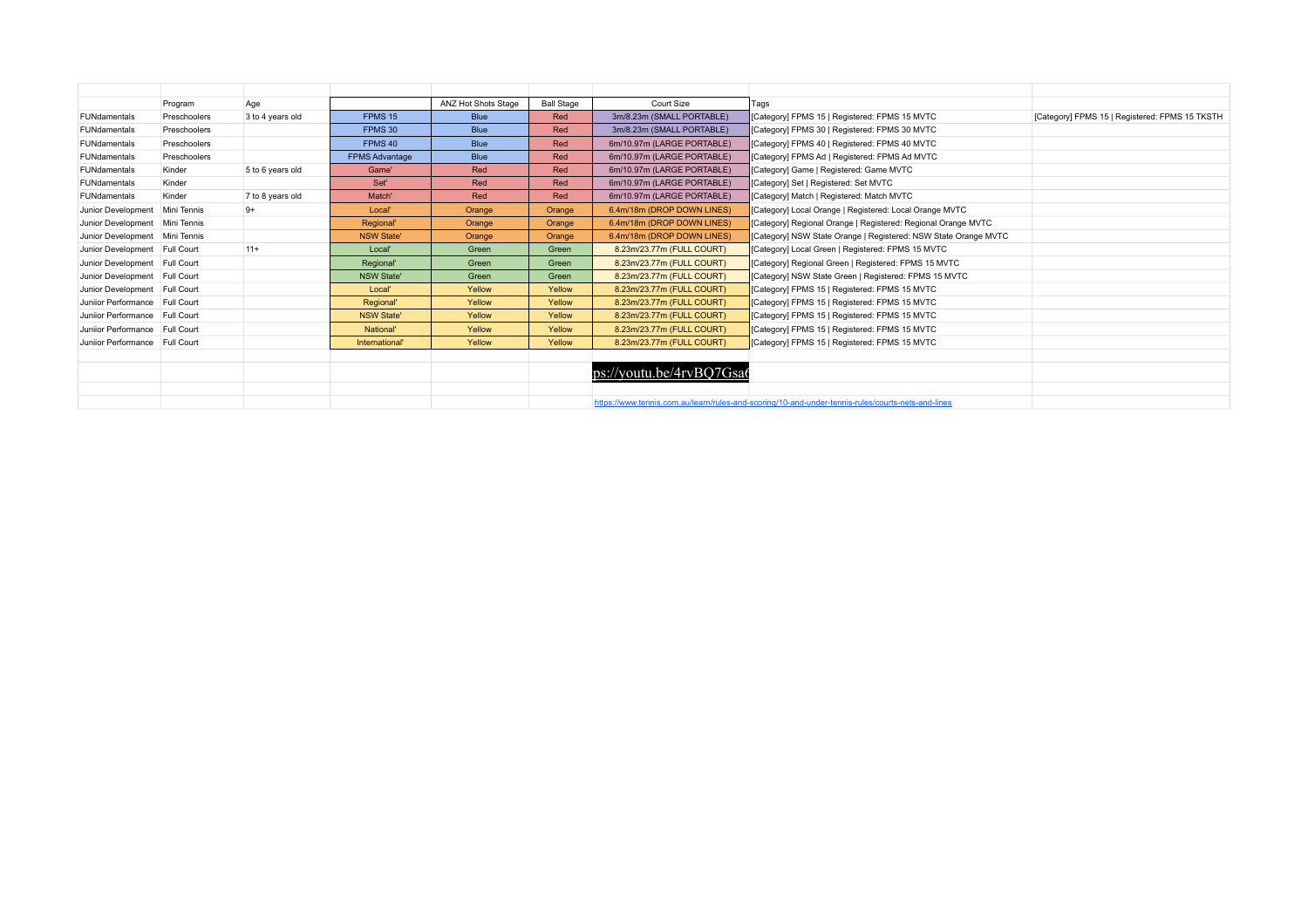| | Program | Age | | ANZ Hot Shots Stage | Ball Stage | Court Size | Tags | |
|---|---|---|---|---|---|---|---|---|
| FUNdamentals | Preschoolers | 3 to 4 years old | FPMS 15 | Blue | Red | 3m/8.23m (SMALL PORTABLE) | [Category] FPMS 15 \| Registered: FPMS 15 MVTC | [Category] FPMS 15 \| Registered: FPMS 15 TKSTH |
| FUNdamentals | Preschoolers | | FPMS 30 | Blue | Red | 3m/8.23m (SMALL PORTABLE) | [Category] FPMS 30 \| Registered: FPMS 30 MVTC | |
| FUNdamentals | Preschoolers | | FPMS 40 | Blue | Red | 6m/10.97m (LARGE PORTABLE) | [Category] FPMS 40 \| Registered: FPMS 40 MVTC | |
| FUNdamentals | Preschoolers | | FPMS Advantage | Blue | Red | 6m/10.97m (LARGE PORTABLE) | [Category] FPMS Ad \| Registered: FPMS Ad MVTC | |
| FUNdamentals | Kinder | 5 to 6 years old | Game' | Red | Red | 6m/10.97m (LARGE PORTABLE) | [Category] Game \| Registered: Game MVTC | |
| FUNdamentals | Kinder | | Set' | Red | Red | 6m/10.97m (LARGE PORTABLE) | [Category] Set \| Registered: Set MVTC | |
| FUNdamentals | Kinder | 7 to 8 years old | Match' | Red | Red | 6m/10.97m (LARGE PORTABLE) | [Category] Match \| Registered: Match MVTC | |
| Junior Development | Mini Tennis | 9+ | Local' | Orange | Orange | 6.4m/18m (DROP DOWN LINES) | [Category] Local Orange \| Registered: Local Orange MVTC | |
| Junior Development | Mini Tennis | | Regional' | Orange | Orange | 6.4m/18m (DROP DOWN LINES) | [Category] Regional Orange \| Registered: Regional Orange MVTC | |
| Junior Development | Mini Tennis | | NSW State' | Orange | Orange | 6.4m/18m (DROP DOWN LINES) | [Category] NSW State Orange \| Registered: NSW State Orange MVTC | |
| Junior Development | Full Court | 11+ | Local' | Green | Green | 8.23m/23.77m (FULL COURT) | [Category] Local Green \| Registered: FPMS 15 MVTC | |
| Junior Development | Full Court | | Regional' | Green | Green | 8.23m/23.77m (FULL COURT) | [Category] Regional Green \| Registered: FPMS 15 MVTC | |
| Junior Development | Full Court | | NSW State' | Green | Green | 8.23m/23.77m (FULL COURT) | [Category] NSW State Green \| Registered: FPMS 15 MVTC | |
| Junior Development | Full Court | | Local' | Yellow | Yellow | 8.23m/23.77m (FULL COURT) | [Category] FPMS 15 \| Registered: FPMS 15 MVTC | |
| Juniior Performance | Full Court | | Regional' | Yellow | Yellow | 8.23m/23.77m (FULL COURT) | [Category] FPMS 15 \| Registered: FPMS 15 MVTC | |
| Juniior Performance | Full Court | | NSW State' | Yellow | Yellow | 8.23m/23.77m (FULL COURT) | [Category] FPMS 15 \| Registered: FPMS 15 MVTC | |
| Juniior Performance | Full Court | | National' | Yellow | Yellow | 8.23m/23.77m (FULL COURT) | [Category] FPMS 15 \| Registered: FPMS 15 MVTC | |
| Juniior Performance | Full Court | | International' | Yellow | Yellow | 8.23m/23.77m (FULL COURT) | [Category] FPMS 15 \| Registered: FPMS 15 MVTC | |

ps://youtu.be/4rvBQ7Gsa6

https://www.tennis.com.au/learn/rules-and-scoring/10-and-under-tennis-rules/courts-nets-and-lines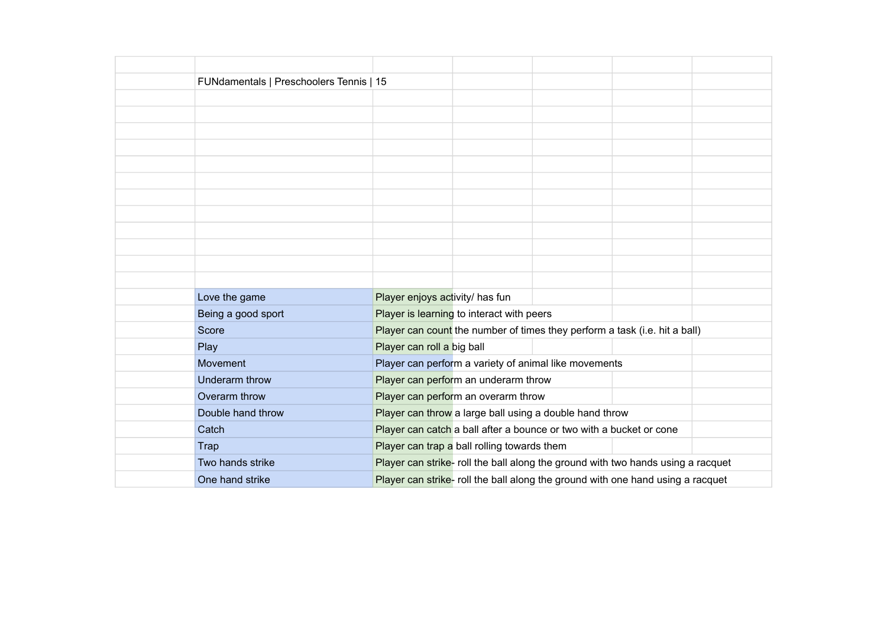FUNdamentals | Preschoolers Tennis | 15

| Skill | Description |
|---|---|
| Love the game | Player enjoys activity/ has fun |
| Being a good sport | Player is learning to interact with peers |
| Score | Player can count the number of times they perform a task (i.e. hit a ball) |
| Play | Player can roll a big ball |
| Movement | Player can perform a variety of animal like movements |
| Underarm throw | Player can perform an underarm throw |
| Overarm throw | Player can perform an overarm throw |
| Double hand throw | Player can throw a large ball using a double hand throw |
| Catch | Player can catch a ball after a bounce or two with a bucket or cone |
| Trap | Player can trap a ball rolling towards them |
| Two hands strike | Player can strike- roll the ball along the ground with two hands using a racquet |
| One hand strike | Player can strike- roll the ball along the ground with one hand using a racquet |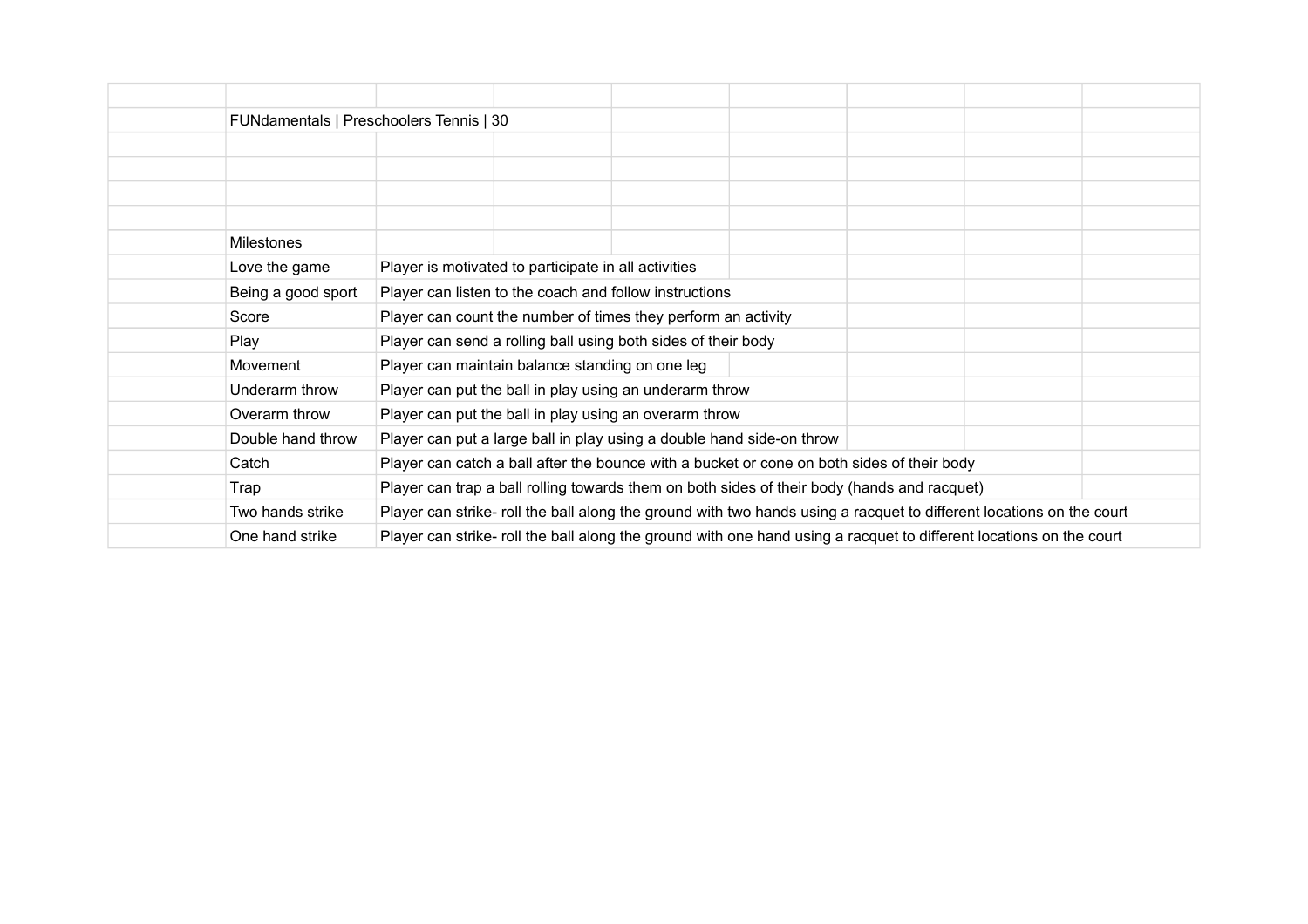FUNdamentals | Preschoolers Tennis | 30

| Milestones | |
|---|---|
| Love the game | Player is motivated to participate in all activities |
| Being a good sport | Player can listen to the coach and follow instructions |
| Score | Player can count the number of times they perform an activity |
| Play | Player can send a rolling ball using both sides of their body |
| Movement | Player can maintain balance standing on one leg |
| Underarm throw | Player can put the ball in play using an underarm throw |
| Overarm throw | Player can put the ball in play using an overarm throw |
| Double hand throw | Player can put a large ball in play using a double hand side-on throw |
| Catch | Player can catch a ball after the bounce with a bucket or cone on both sides of their body |
| Trap | Player can trap a ball rolling towards them on both sides of their body (hands and racquet) |
| Two hands strike | Player can strike- roll the ball along the ground with two hands using a racquet to different locations on the court |
| One hand strike | Player can strike- roll the ball along the ground with one hand using a racquet to different locations on the court |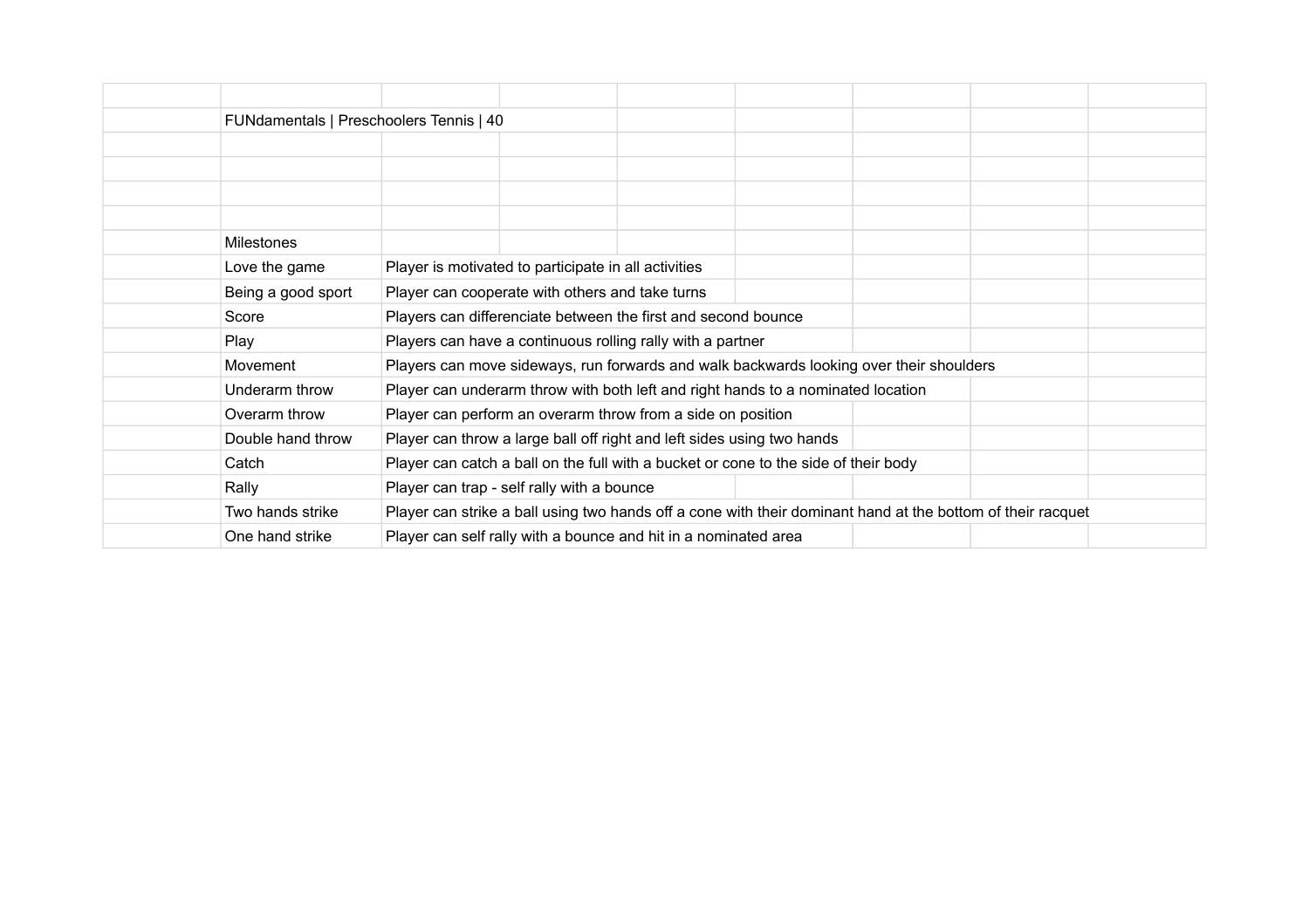FUNdamentals | Preschoolers Tennis | 40

| Milestones | |
|---|---|
| Love the game | Player is motivated to participate in all activities |
| Being a good sport | Player can cooperate with others and take turns |
| Score | Players can differenciate between the first and second bounce |
| Play | Players can have a continuous rolling rally with a partner |
| Movement | Players can move sideways, run forwards and walk backwards looking over their shoulders |
| Underarm throw | Player can underarm throw with both left and right hands to a nominated location |
| Overarm throw | Player can perform an overarm throw from a side on position |
| Double hand throw | Player can throw a large ball off right and left sides using two hands |
| Catch | Player can catch a ball on the full with a bucket or cone to the side of their body |
| Rally | Player can trap - self rally with a bounce |
| Two hands strike | Player can strike a ball using two hands off a cone with their dominant hand at the bottom of their racquet |
| One hand strike | Player can self rally with a bounce and hit in a nominated area |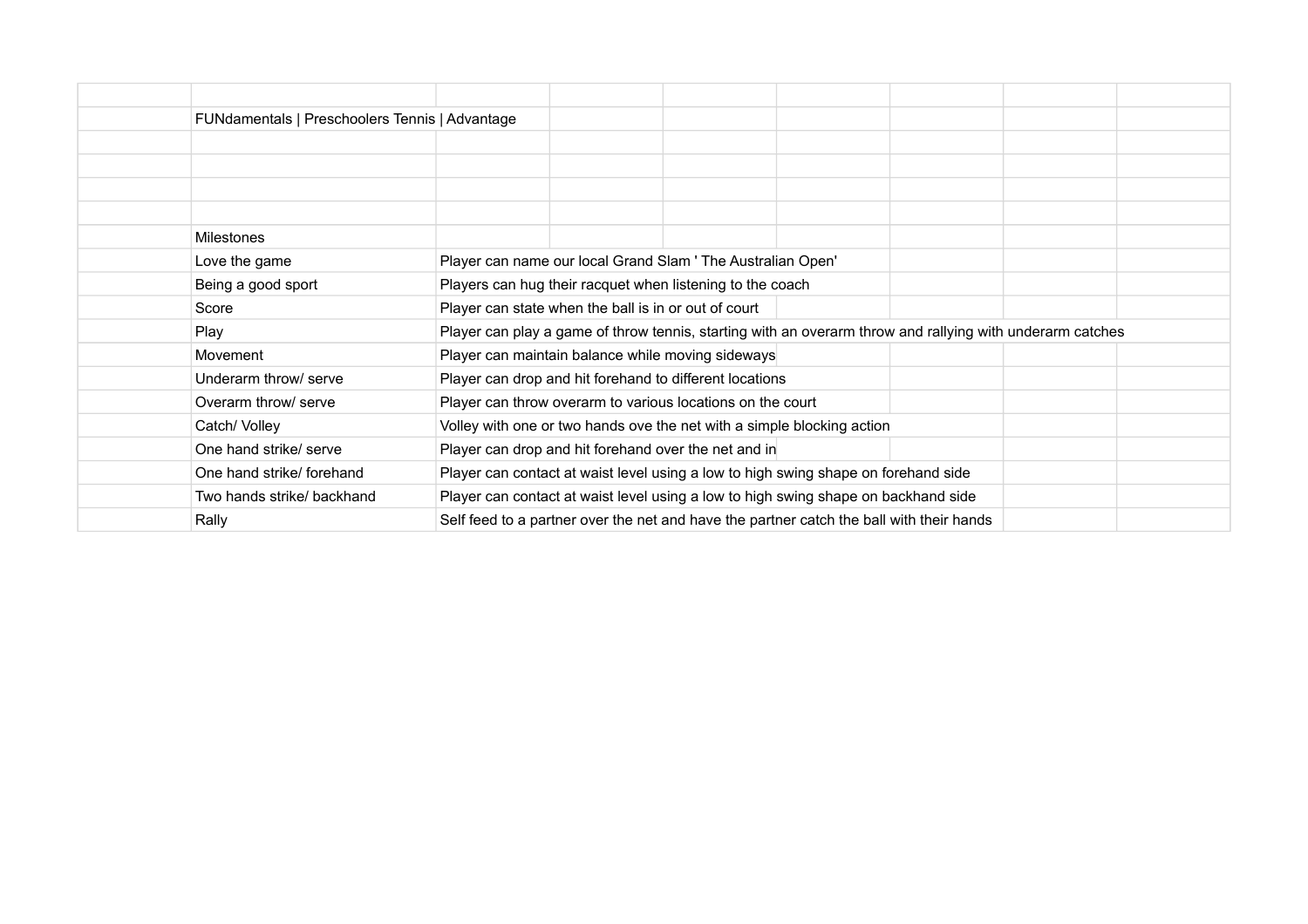FUNdamentals | Preschoolers Tennis | Advantage

| Milestones | |
|---|---|
| Love the game | Player can name our local Grand Slam ' The Australian Open' |
| Being a good sport | Players can hug their racquet when listening to the coach |
| Score | Player can state when the ball is in or out of court |
| Play | Player can play a game of throw tennis, starting with an overarm throw and rallying with underarm catches |
| Movement | Player can maintain balance while moving sideways |
| Underarm throw/ serve | Player can drop and hit forehand to different locations |
| Overarm throw/ serve | Player can throw overarm to various locations on the court |
| Catch/ Volley | Volley with one or two hands ove the net with a simple blocking action |
| One hand strike/ serve | Player can drop and hit forehand over the net and in |
| One hand strike/ forehand | Player can contact at waist level using a low to high swing shape on forehand side |
| Two hands strike/ backhand | Player can contact at waist level using a low to high swing shape on backhand side |
| Rally | Self feed to a partner over the net and have the partner catch the ball with their hands |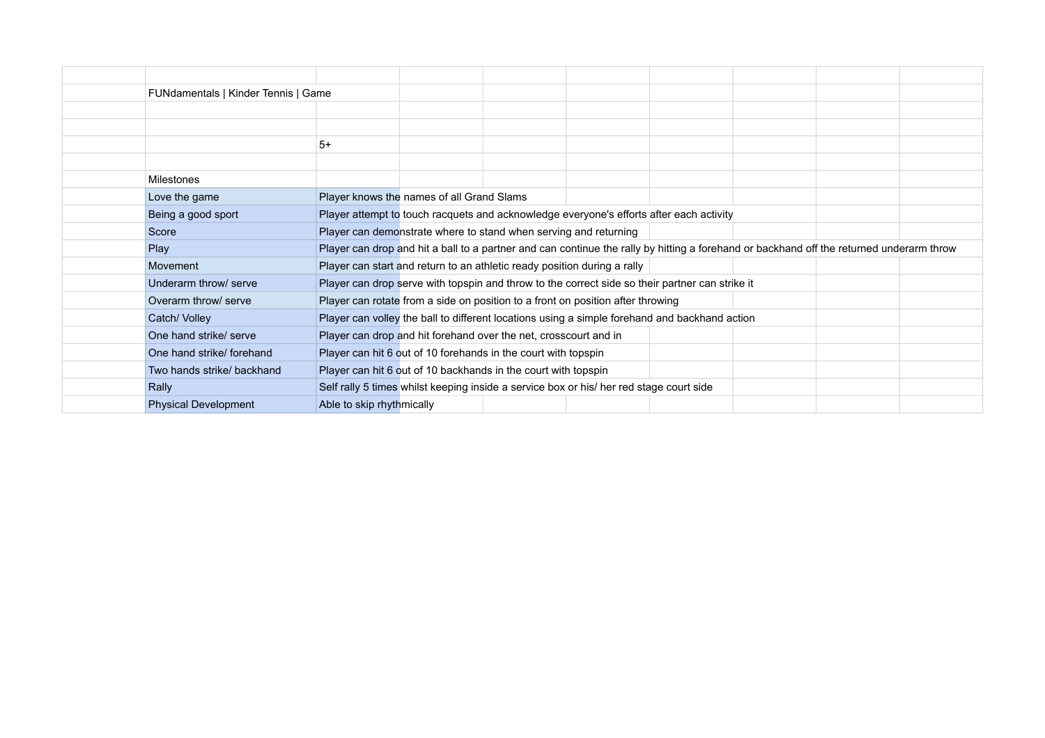FUNdamentals | Kinder Tennis | Game

5+

Milestones

| Milestone | Description |
| --- | --- |
| Love the game | Player knows the names of all Grand Slams |
| Being a good sport | Player attempt to touch racquets and acknowledge everyone's efforts after each activity |
| Score | Player can demonstrate where to stand when serving and returning |
| Play | Player can drop and hit a ball to a partner and can continue the rally by hitting a forehand or backhand off the returned underarm throw |
| Movement | Player can start and return to an athletic ready position during a rally |
| Underarm throw/ serve | Player can drop serve with topspin and throw to the correct side so their partner can strike it |
| Overarm throw/ serve | Player can rotate from a side on position to a front on position after throwing |
| Catch/ Volley | Player can volley the ball to different locations using a simple forehand and backhand action |
| One hand strike/ serve | Player can drop and hit forehand over the net, crosscourt and in |
| One hand strike/ forehand | Player can hit 6 out of 10 forehands in the court with topspin |
| Two hands strike/ backhand | Player can hit 6 out of 10 backhands in the court with topspin |
| Rally | Self rally 5 times whilst keeping inside a service box or his/ her red stage court side |
| Physical Development | Able to skip rhythmically |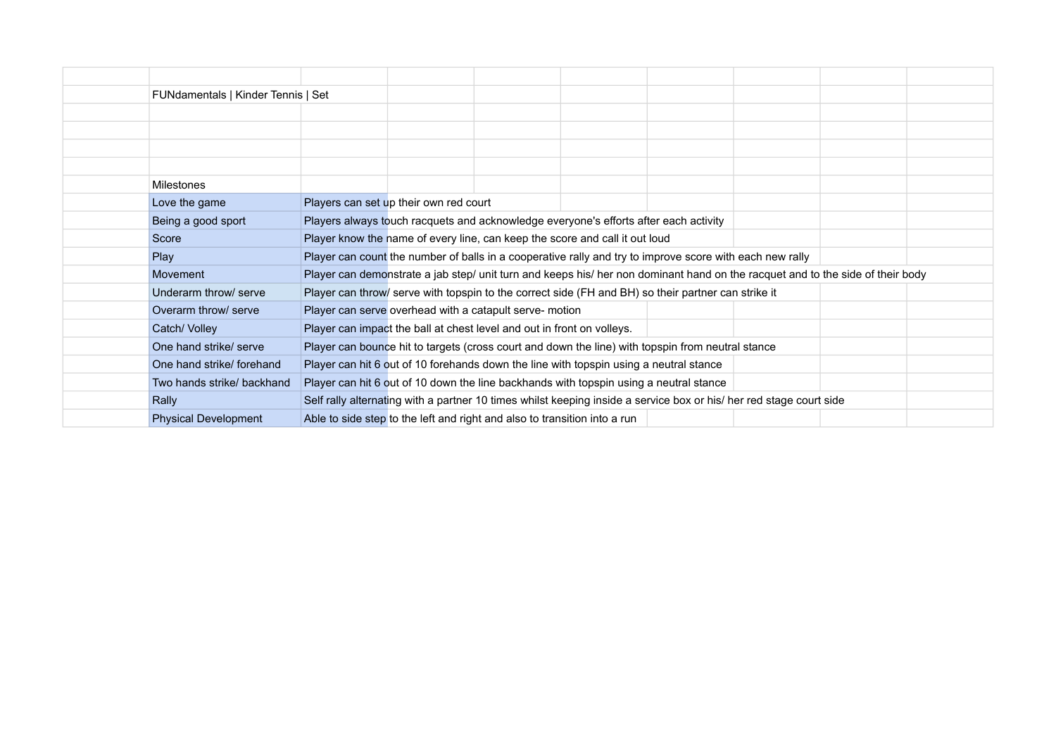FUNdamentals | Kinder Tennis | Set

Milestones

| | |
|---|---|
| Love the game | Players can set up their own red court |
| Being a good sport | Players always touch racquets and acknowledge everyone's efforts after each activity |
| Score | Player know the name of every line, can keep the score and call it out loud |
| Play | Player can count the number of balls in a cooperative rally and try to improve score with each new rally |
| Movement | Player can demonstrate a jab step/ unit turn and keeps his/ her non dominant hand on the racquet and to the side of their body |
| Underarm throw/ serve | Player can throw/ serve with topspin to the correct side (FH and BH) so their partner can strike it |
| Overarm throw/ serve | Player can serve overhead with a catapult serve- motion |
| Catch/ Volley | Player can impact the ball at chest level and out in front on volleys. |
| One hand strike/ serve | Player can bounce hit to targets (cross court and down the line) with topspin from neutral stance |
| One hand strike/ forehand | Player can hit 6 out of 10 forehands down the line with topspin using a neutral stance |
| Two hands strike/ backhand | Player can hit 6 out of 10 down the line backhands with topspin using a neutral stance |
| Rally | Self rally alternating with a partner 10 times whilst keeping inside a service box or his/ her red stage court side |
| Physical Development | Able to side step to the left and right and also to transition into a run |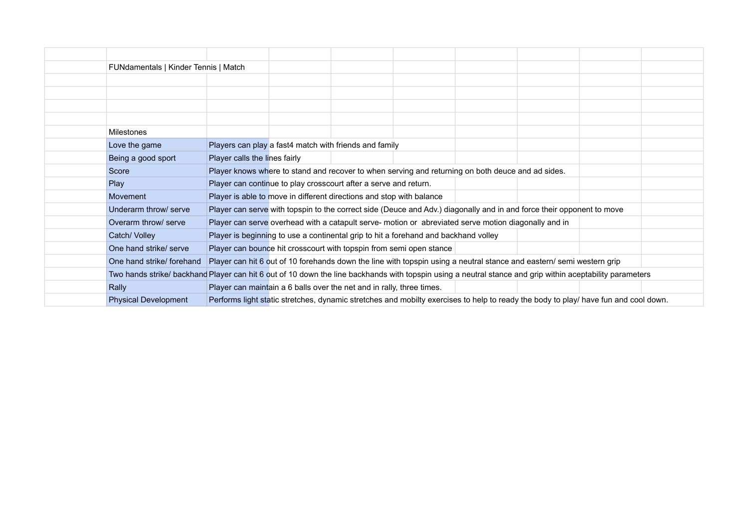FUNdamentals | Kinder Tennis | Match

Milestones

| Milestone | Description |
| --- | --- |
| Love the game | Players can play a fast4 match with friends and family |
| Being a good sport | Player calls the lines fairly |
| Score | Player knows where to stand and recover to when serving and returning on both deuce and ad sides. |
| Play | Player can continue to play crosscourt after a serve and return. |
| Movement | Player is able to move in different directions and stop with balance |
| Underarm throw/ serve | Player can serve with topspin to the correct side (Deuce and Adv.) diagonally and in and force their opponent to move |
| Overarm throw/ serve | Player can serve overhead with a catapult serve- motion or  abreviated serve motion diagonally and in |
| Catch/ Volley | Player is beginning to use a continental grip to hit a forehand and backhand volley |
| One hand strike/ serve | Player can bounce hit crosscourt with topspin from semi open stance |
| One hand strike/ forehand | Player can hit 6 out of 10 forehands down the line with topspin using a neutral stance and eastern/ semi western grip |
| Two hands strike/ backhand | Player can hit 6 out of 10 down the line backhands with topspin using a neutral stance and grip within aceptability parameters |
| Rally | Player can maintain a 6 balls over the net and in rally, three times. |
| Physical Development | Performs light static stretches, dynamic stretches and mobilty exercises to help to ready the body to play/ have fun and cool down. |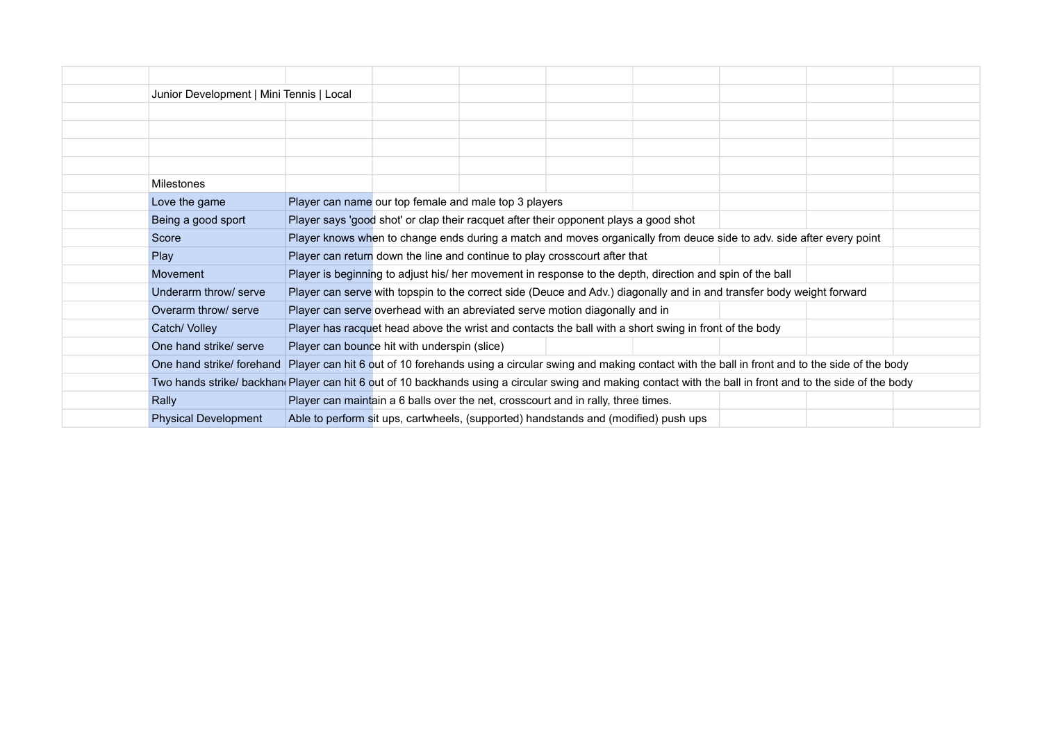Junior Development | Mini Tennis | Local

Milestones

| Milestone | Description |
| --- | --- |
| Love the game | Player can name our top female and male top 3 players |
| Being a good sport | Player says 'good shot' or clap their racquet after their opponent plays a good shot |
| Score | Player knows when to change ends during a match and moves organically from deuce side to adv. side after every point |
| Play | Player can return down the line and continue to play crosscourt after that |
| Movement | Player is beginning to adjust his/ her movement in response to the depth, direction and spin of the ball |
| Underarm throw/ serve | Player can serve with topspin to the correct side (Deuce and Adv.) diagonally and in and transfer body weight forward |
| Overarm throw/ serve | Player can serve overhead with an abreviated serve motion diagonally and in |
| Catch/ Volley | Player has racquet head above the wrist and contacts the ball with a short swing in front of the body |
| One hand strike/ serve | Player can bounce hit with underspin (slice) |
| One hand strike/ forehand | Player can hit 6 out of 10 forehands using a circular swing and making contact with the ball in front and to the side of the body |
| Two hands strike/ backhand | Player can hit 6 out of 10 backhands using a circular swing and making contact with the ball in front and to the side of the body |
| Rally | Player can maintain a 6 balls over the net, crosscourt and in rally, three times. |
| Physical Development | Able to perform sit ups, cartwheels, (supported) handstands and (modified) push ups |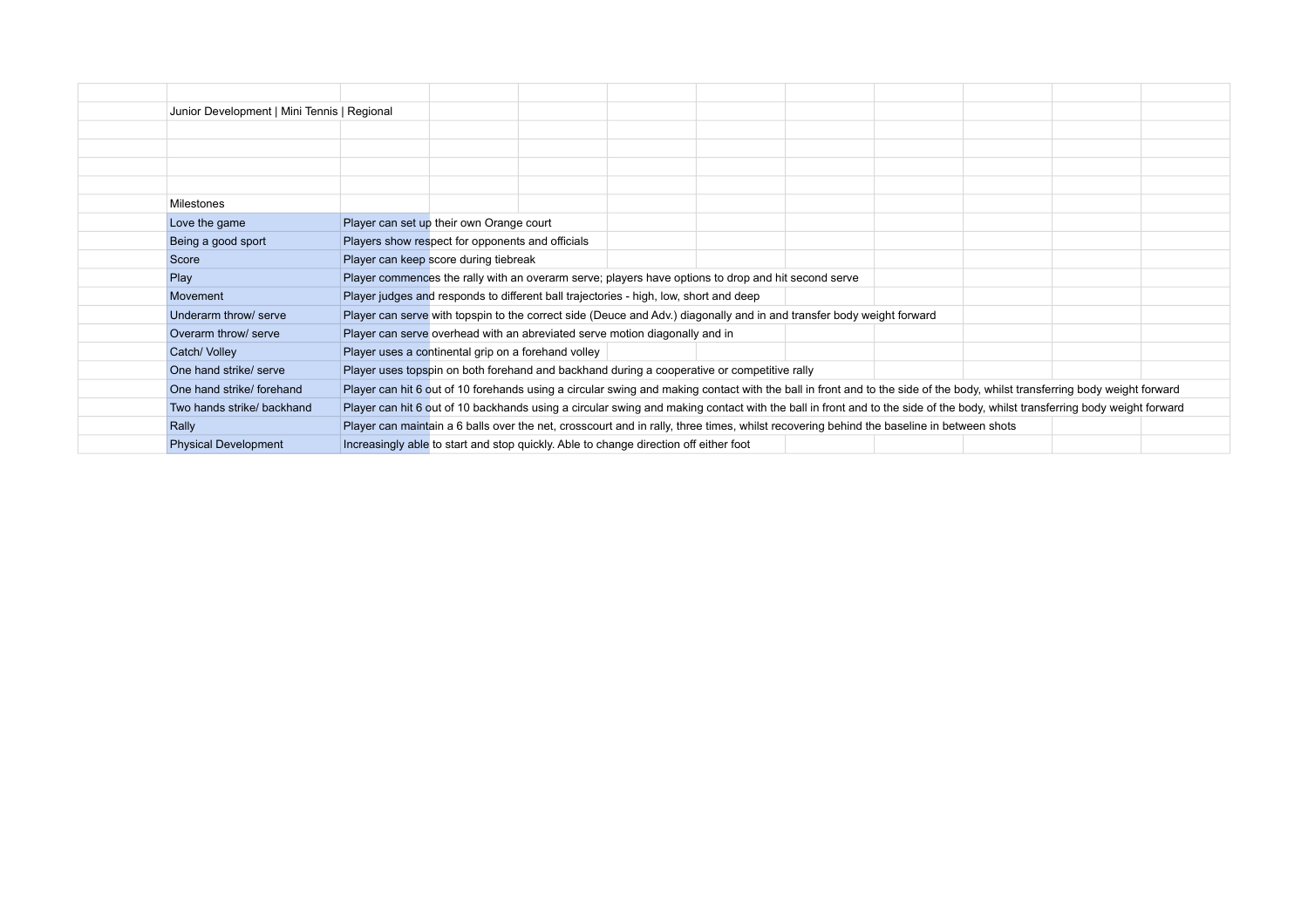Junior Development | Mini Tennis | Regional

Milestones

| Milestone | Description |
|---|---|
| Love the game | Player can set up their own Orange court |
| Being a good sport | Players show respect for opponents and officials |
| Score | Player can keep score during tiebreak |
| Play | Player commences the rally with an overarm serve; players have options to drop and hit second serve |
| Movement | Player judges and responds to different ball trajectories - high, low, short and deep |
| Underarm throw/ serve | Player can serve with topspin to the correct side (Deuce and Adv.) diagonally and in and transfer body weight forward |
| Overarm throw/ serve | Player can serve overhead with an abreviated serve motion diagonally and in |
| Catch/ Volley | Player uses a continental grip on a forehand volley |
| One hand strike/ serve | Player uses topspin on both forehand and backhand during a cooperative or competitive rally |
| One hand strike/ forehand | Player can hit 6 out of 10 forehands using a circular swing and making contact with the ball in front and to the side of the body, whilst transferring body weight forward |
| Two hands strike/ backhand | Player can hit 6 out of 10 backhands using a circular swing and making contact with the ball in front and to the side of the body, whilst transferring body weight forward |
| Rally | Player can maintain a 6 balls over the net, crosscourt and in rally, three times, whilst recovering behind the baseline in between shots |
| Physical Development | Increasingly able to start and stop quickly. Able to change direction off either foot |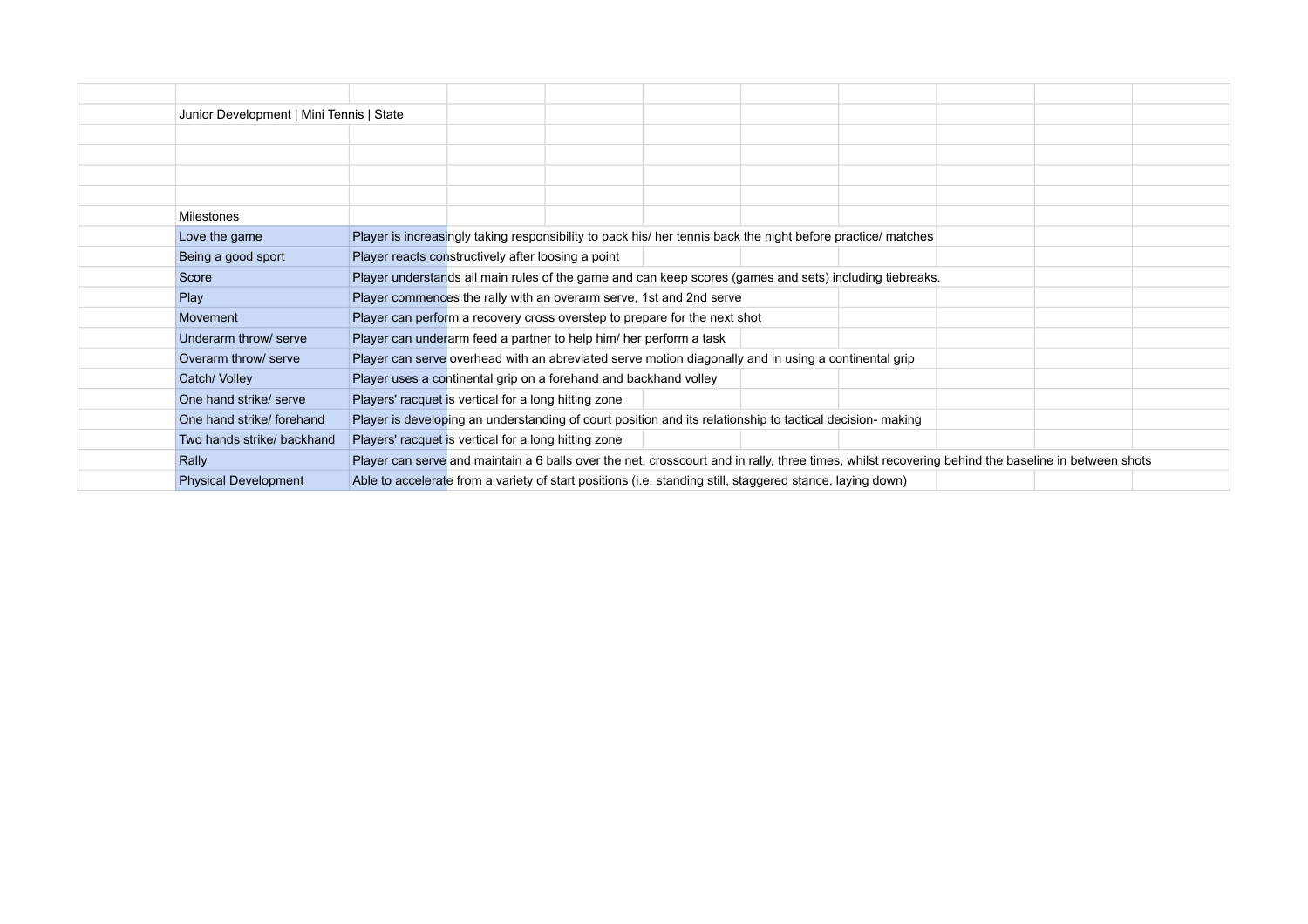Junior Development | Mini Tennis | State

Milestones

| Milestone | Description |
|---|---|
| Love the game | Player is increasingly taking responsibility to pack his/ her tennis back the night before practice/ matches |
| Being a good sport | Player reacts constructively after loosing a point |
| Score | Player understands all main rules of the game and can keep scores (games and sets) including tiebreaks. |
| Play | Player commences the rally with an overarm serve, 1st and 2nd serve |
| Movement | Player can perform a recovery cross overstep to prepare for the next shot |
| Underarm throw/ serve | Player can underarm feed a partner to help him/ her perform a task |
| Overarm throw/ serve | Player can serve overhead with an abreviated serve motion diagonally and in using a continental grip |
| Catch/ Volley | Player uses a continental grip on a forehand and backhand volley |
| One hand strike/ serve | Players' racquet is vertical for a long hitting zone |
| One hand strike/ forehand | Player is developing an understanding of court position and its relationship to tactical decision- making |
| Two hands strike/ backhand | Players' racquet is vertical for a long hitting zone |
| Rally | Player can serve and maintain a 6 balls over the net, crosscourt and in rally, three times, whilst recovering behind the baseline in between shots |
| Physical Development | Able to accelerate from a variety of start positions (i.e. standing still, staggered stance, laying down) |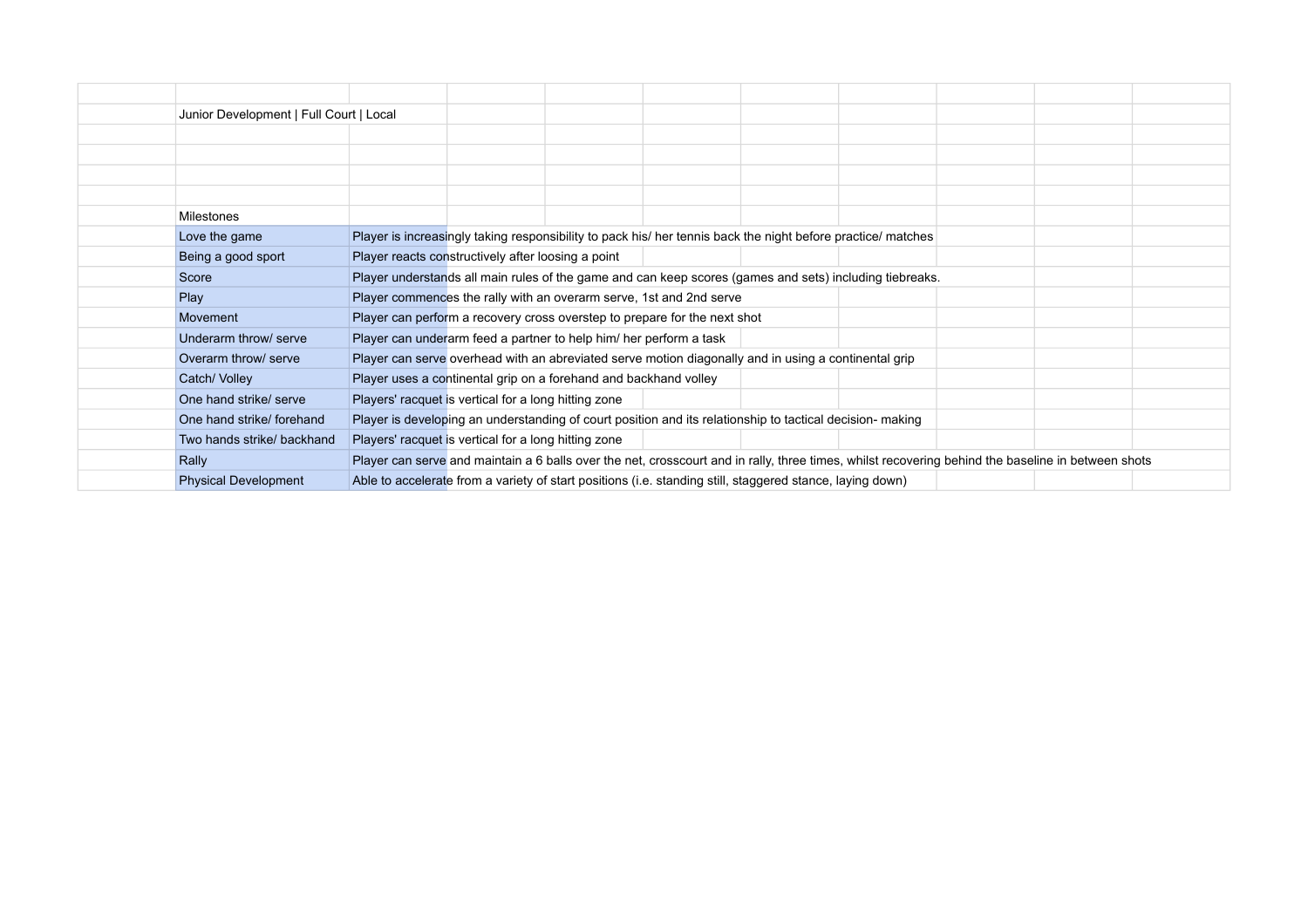Junior Development | Full Court | Local

Milestones

| Milestone | Description |
|---|---|
| Love the game | Player is increasingly taking responsibility to pack his/ her tennis back the night before practice/ matches |
| Being a good sport | Player reacts constructively after loosing a point |
| Score | Player understands all main rules of the game and can keep scores (games and sets) including tiebreaks. |
| Play | Player commences the rally with an overarm serve, 1st and 2nd serve |
| Movement | Player can perform a recovery cross overstep to prepare for the next shot |
| Underarm throw/ serve | Player can underarm feed a partner to help him/ her perform a task |
| Overarm throw/ serve | Player can serve overhead with an abreviated serve motion diagonally and in using a continental grip |
| Catch/ Volley | Player uses a continental grip on a forehand and backhand volley |
| One hand strike/ serve | Players' racquet is vertical for a long hitting zone |
| One hand strike/ forehand | Player is developing an understanding of court position and its relationship to tactical decision- making |
| Two hands strike/ backhand | Players' racquet is vertical for a long hitting zone |
| Rally | Player can serve and maintain a 6 balls over the net, crosscourt and in rally, three times, whilst recovering behind the baseline in between shots |
| Physical Development | Able to accelerate from a variety of start positions (i.e. standing still, staggered stance, laying down) |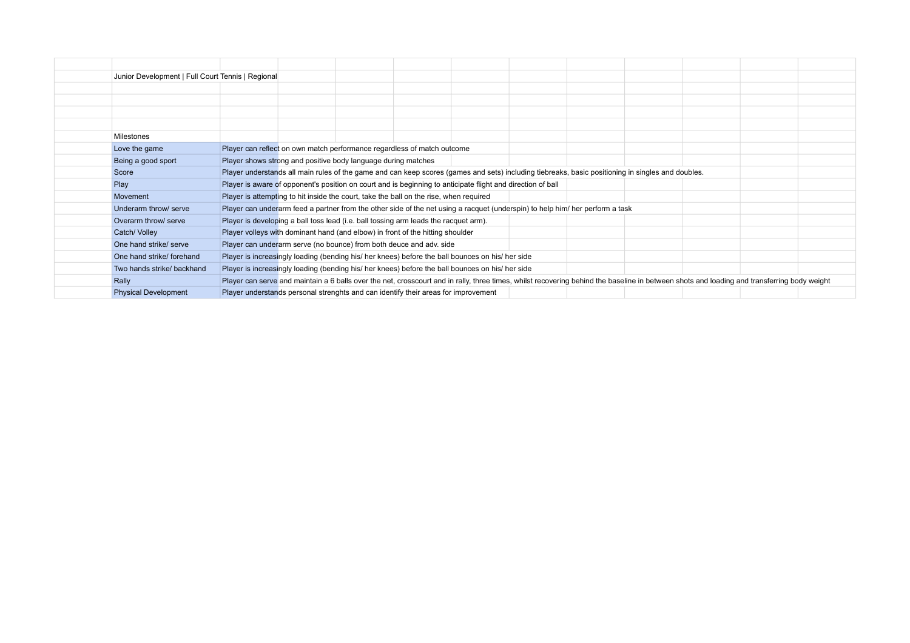Junior Development | Full Court Tennis | Regional

Milestones

| | |
|---|---|
| Love the game | Player can reflect on own match performance regardless of match outcome |
| Being a good sport | Player shows strong and positive body language during matches |
| Score | Player understands all main rules of the game and can keep scores (games and sets) including tiebreaks, basic positioning in singles and doubles. |
| Play | Player is aware of opponent's position on court and is beginning to anticipate flight and direction of ball |
| Movement | Player is attempting to hit inside the court, take the ball on the rise, when required |
| Underarm throw/ serve | Player can underarm feed a partner from the other side of the net using a racquet (underspin) to help him/ her perform a task |
| Overarm throw/ serve | Player is developing a ball toss lead (i.e. ball tossing arm leads the racquet arm). |
| Catch/ Volley | Player volleys with dominant hand (and elbow) in front of the hitting shoulder |
| One hand strike/ serve | Player can underarm serve (no bounce) from both deuce and adv. side |
| One hand strike/ forehand | Player is increasingly loading (bending his/ her knees) before the ball bounces on his/ her side |
| Two hands strike/ backhand | Player is increasingly loading (bending his/ her knees) before the ball bounces on his/ her side |
| Rally | Player can serve and maintain a 6 balls over the net, crosscourt and in rally, three times, whilst recovering behind the baseline in between shots and loading and transferring body weight |
| Physical Development | Player understands personal strenghts and can identify their areas for improvement |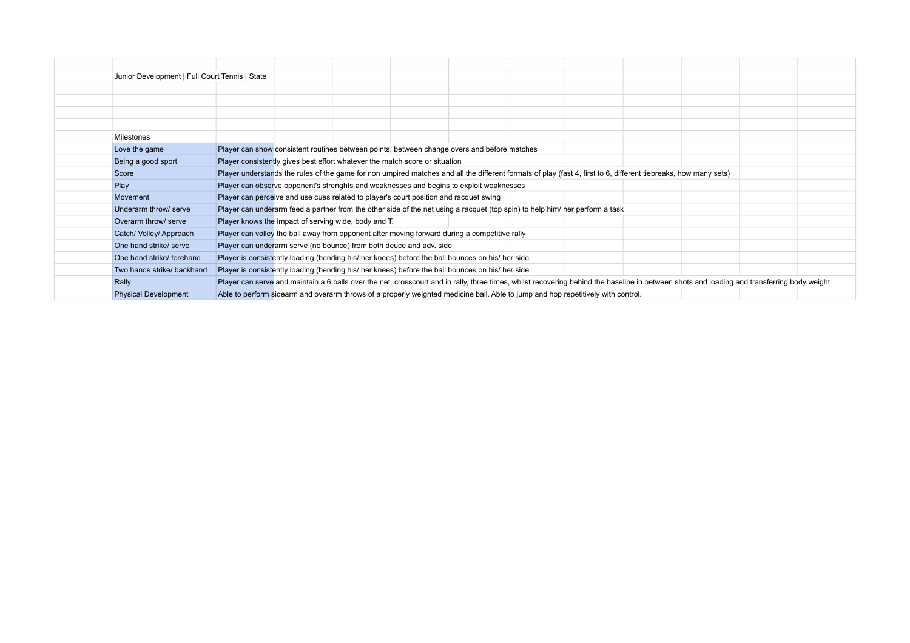Junior Development | Full Court Tennis | State

Milestones

| Milestone | Description |
| --- | --- |
| Love the game | Player can show consistent routines between points, between change overs and before matches |
| Being a good sport | Player consistently gives best effort whatever the match score or situation |
| Score | Player understands the rules of the game for non umpired matches and all the different formats of play (fast 4, first to 6, different tiebreaks, how many sets) |
| Play | Player can observe opponent's strenghts and weaknesses and begins to exploit weaknesses |
| Movement | Player can perceive and use cues related to player's court position and racquet swing |
| Underarm throw/ serve | Player can underarm feed a partner from the other side of the net using a racquet (top spin) to help him/ her perform a task |
| Overarm throw/ serve | Player knows the impact of serving wide, body and T. |
| Catch/ Volley/ Approach | Player can volley the ball away from opponent after moving forward during a competitive rally |
| One hand strike/ serve | Player can underarm serve (no bounce) from both deuce and adv. side |
| One hand strike/ forehand | Player is consistently loading (bending his/ her knees) before the ball bounces on his/ her side |
| Two hands strike/ backhand | Player is consistently loading (bending his/ her knees) before the ball bounces on his/ her side |
| Rally | Player can serve and maintain a 6 balls over the net, crosscourt and in rally, three times, whilst recovering behind the baseline in between shots and loading and transferring body weight |
| Physical Development | Able to perform sidearm and overarm throws of a properly weighted medicine ball. Able to jump and hop repetitively with control. |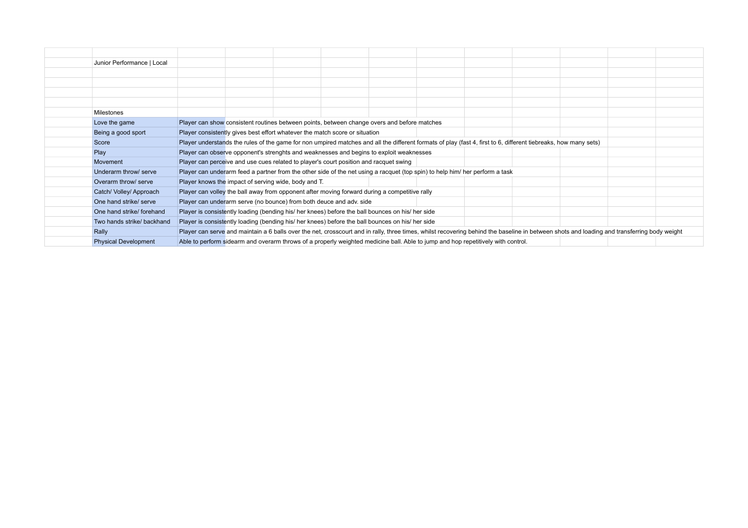Junior Performance | Local

Milestones

| Milestone | Description |
| --- | --- |
| Love the game | Player can show consistent routines between points, between change overs and before matches |
| Being a good sport | Player consistently gives best effort whatever the match score or situation |
| Score | Player understands the rules of the game for non umpired matches and all the different formats of play (fast 4, first to 6, different tiebreaks, how many sets) |
| Play | Player can observe opponent's strenghts and weaknesses and begins to exploit weaknesses |
| Movement | Player can perceive and use cues related to player's court position and racquet swing |
| Underarm throw/ serve | Player can underarm feed a partner from the other side of the net using a racquet (top spin) to help him/ her perform a task |
| Overarm throw/ serve | Player knows the impact of serving wide, body and T. |
| Catch/ Volley/ Approach | Player can volley the ball away from opponent after moving forward during a competitive rally |
| One hand strike/ serve | Player can underarm serve (no bounce) from both deuce and adv. side |
| One hand strike/ forehand | Player is consistently loading (bending his/ her knees) before the ball bounces on his/ her side |
| Two hands strike/ backhand | Player is consistently loading (bending his/ her knees) before the ball bounces on his/ her side |
| Rally | Player can serve and maintain a 6 balls over the net, crosscourt and in rally, three times, whilst recovering behind the baseline in between shots and loading and transferring body weight |
| Physical Development | Able to perform sidearm and overarm throws of a properly weighted medicine ball. Able to jump and hop repetitively with control. |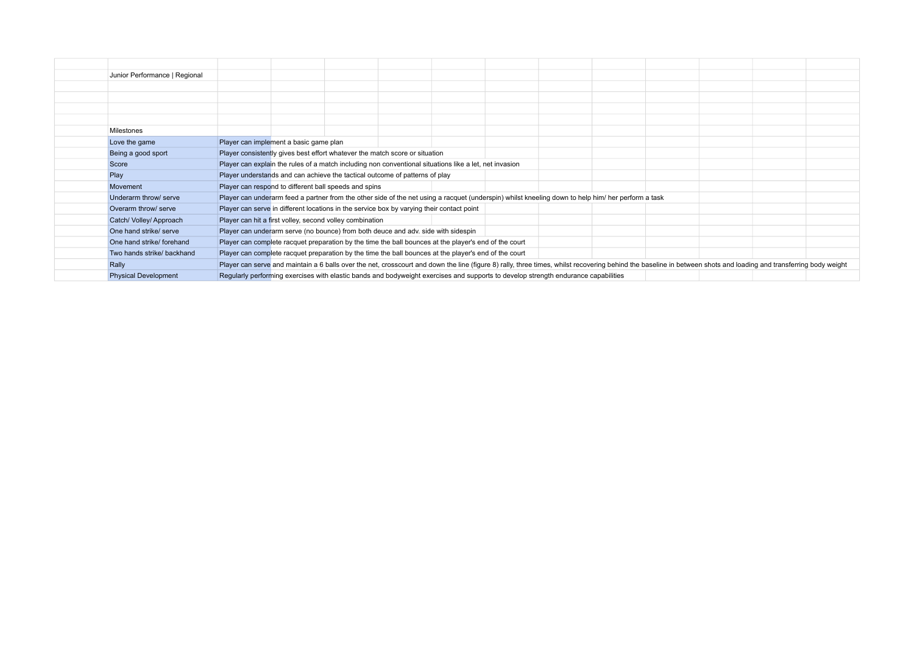Junior Performance | Regional

Milestones

| Milestone | Description |
|---|---|
| Love the game | Player can implement a basic game plan |
| Being a good sport | Player consistently gives best effort whatever the match score or situation |
| Score | Player can explain the rules of a match including non conventional situations like a let, net invasion |
| Play | Player understands and can achieve the tactical outcome of patterns of play |
| Movement | Player can respond to different ball speeds and spins |
| Underarm throw/ serve | Player can underarm feed a partner from the other side of the net using a racquet (underspin) whilst kneeling down to help him/ her perform a task |
| Overarm throw/ serve | Player can serve in different locations in the service box by varying their contact point |
| Catch/ Volley/ Approach | Player can hit a first volley, second volley combination |
| One hand strike/ serve | Player can underarm serve (no bounce) from both deuce and adv. side with sidespin |
| One hand strike/ forehand | Player can complete racquet preparation by the time the ball bounces at the player's end of the court |
| Two hands strike/ backhand | Player can complete racquet preparation by the time the ball bounces at the player's end of the court |
| Rally | Player can serve and maintain a 6 balls over the net, crosscourt and down the line (figure 8) rally, three times, whilst recovering behind the baseline in between shots and loading and transferring body weight |
| Physical Development | Regularly performing exercises with elastic bands and bodyweight exercises and supports to develop strength endurance capabilities |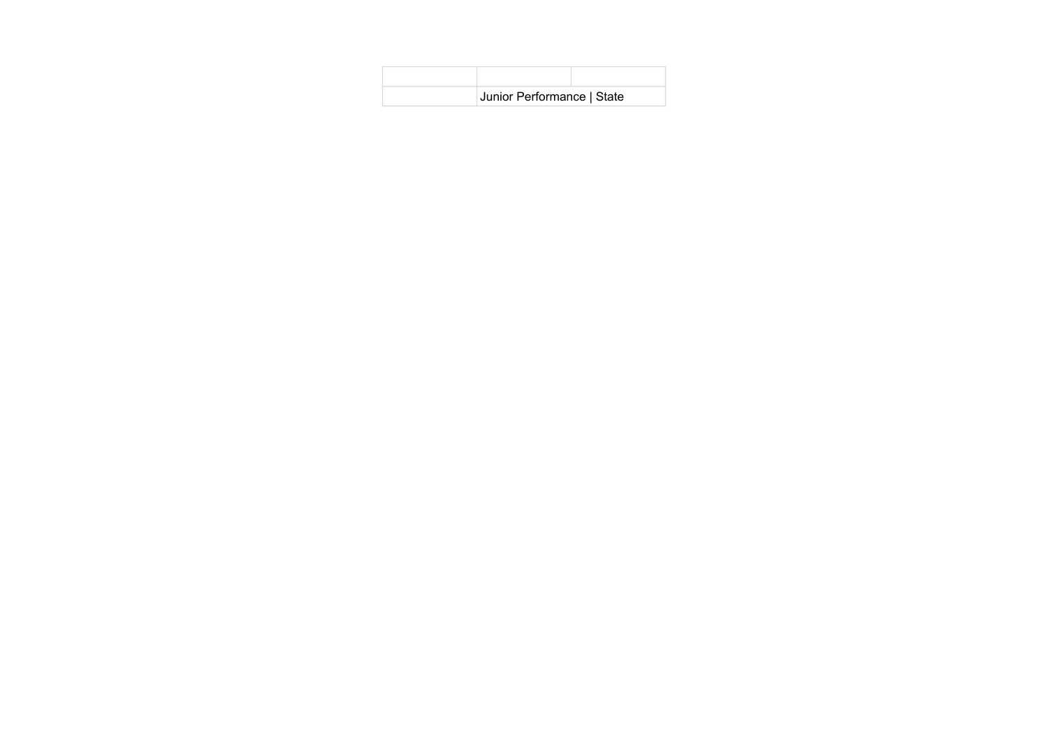| | | |
|---|---|---|
| | | |
| | Junior Performance \| State | |